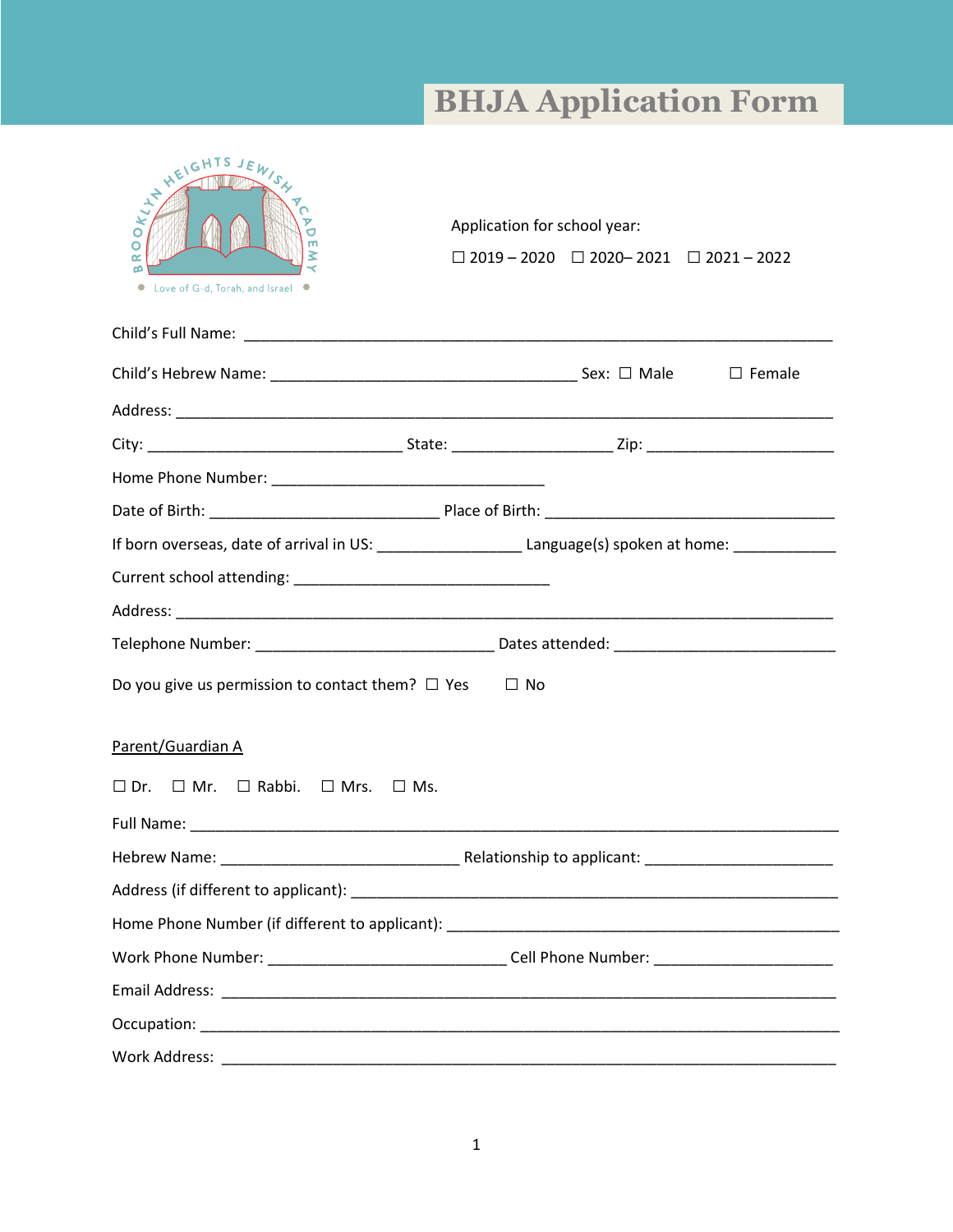# BHJA Application Form

BROOKLYN HEIGHTS JEWISH ACADEMY

Love of G-d, Torah, and Israel

Application for school year:

☐ 2019 – 2020 ☐ 2020– 2021 ☐ 2021 – 2022

Child's Full Name: ______________________________________________________________________

Child's Hebrew Name: ___________________________________ Sex: ☐ Male ☐ Female

Address: _______________________________________________________________________________

City: ______________________________ State: ___________________ Zip: ______________________

Home Phone Number: ________________________________

Date of Birth: ___________________________ Place of Birth: ___________________________________

If born overseas, date of arrival in US: _________________ Language(s) spoken at home: ____________

Current school attending: ______________________________

Address: _______________________________________________________________________________

Telephone Number: ____________________________ Dates attended: __________________________

Do you give us permission to contact them? ☐ Yes ☐ No

Parent/Guardian A

☐ Dr. ☐ Mr. ☐ Rabbi. ☐ Mrs. ☐ Ms.

Full Name: _____________________________________________________________________________

Hebrew Name: ____________________________ Relationship to applicant: ______________________

Address (if different to applicant): __________________________________________________________

Home Phone Number (if different to applicant): _______________________________________________

Work Phone Number: ____________________________ Cell Phone Number: _____________________

Email Address: __________________________________________________________________________

Occupation: ____________________________________________________________________________

Work Address: __________________________________________________________________________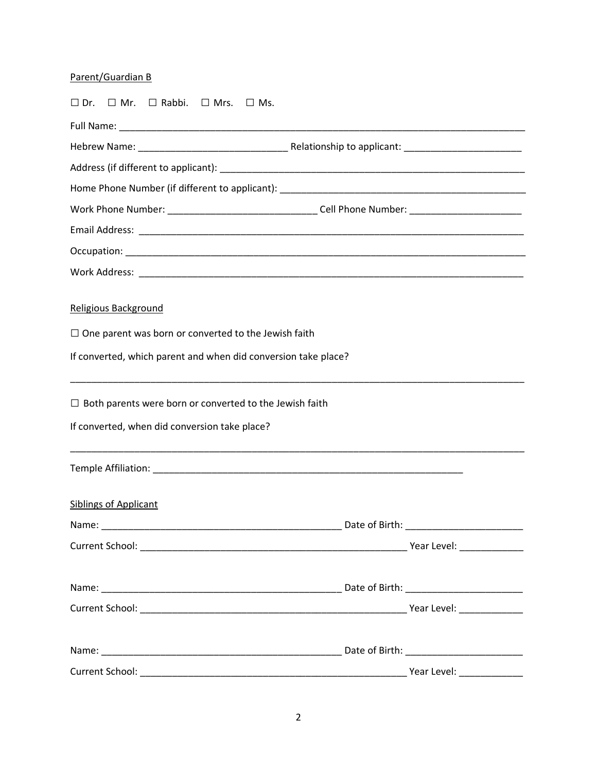Parent/Guardian B

☐ Dr. ☐ Mr. ☐ Rabbi. ☐ Mrs. ☐ Ms.

Full Name: ___________________________________________________________________________

Hebrew Name: ___________________________ Relationship to applicant: _____________________

Address (if different to applicant): ______________________________________________________

Home Phone Number (if different to applicant): ____________________________________________

Work Phone Number: ___________________________ Cell Phone Number: ____________________

Email Address: _______________________________________________________________________

Occupation: __________________________________________________________________________

Work Address: _______________________________________________________________________

Religious Background

☐ One parent was born or converted to the Jewish faith

If converted, which parent and when did conversion take place?

_______________________________________________________________________________________

☐ Both parents were born or converted to the Jewish faith

If converted, when did conversion take place?

_______________________________________________________________________________________

Temple Affiliation: _______________________________________________________

Siblings of Applicant

Name: __________________________________________ Date of Birth: _____________________

Current School: _______________________________________________ Year Level: ___________

Name: __________________________________________ Date of Birth: _____________________

Current School: _______________________________________________ Year Level: ___________

Name: __________________________________________ Date of Birth: _____________________

Current School: _______________________________________________ Year Level: ___________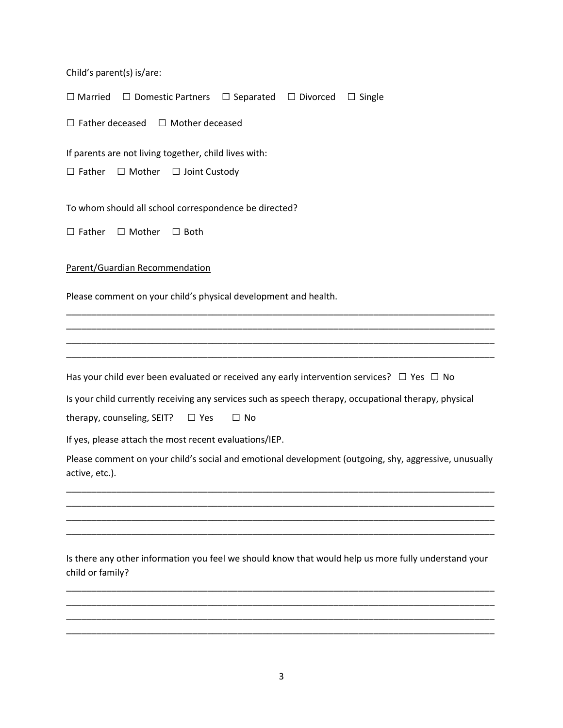Child's parent(s) is/are:

☐ Married ☐ Domestic Partners ☐ Separated ☐ Divorced ☐ Single

☐ Father deceased ☐ Mother deceased

If parents are not living together, child lives with:

☐ Father ☐ Mother ☐ Joint Custody

To whom should all school correspondence be directed?

☐ Father ☐ Mother ☐ Both

<u>Parent/Guardian Recommendation</u>

Please comment on your child's physical development and health.

________________________________________________________________________________________
________________________________________________________________________________________
________________________________________________________________________________________
________________________________________________________________________________________

Has your child ever been evaluated or received any early intervention services? ☐ Yes ☐ No

Is your child currently receiving any services such as speech therapy, occupational therapy, physical therapy, counseling, SEIT? ☐ Yes ☐ No

If yes, please attach the most recent evaluations/IEP.

Please comment on your child's social and emotional development (outgoing, shy, aggressive, unusually active, etc.).

________________________________________________________________________________________
________________________________________________________________________________________
________________________________________________________________________________________
________________________________________________________________________________________

Is there any other information you feel we should know that would help us more fully understand your child or family?

________________________________________________________________________________________
________________________________________________________________________________________
________________________________________________________________________________________
________________________________________________________________________________________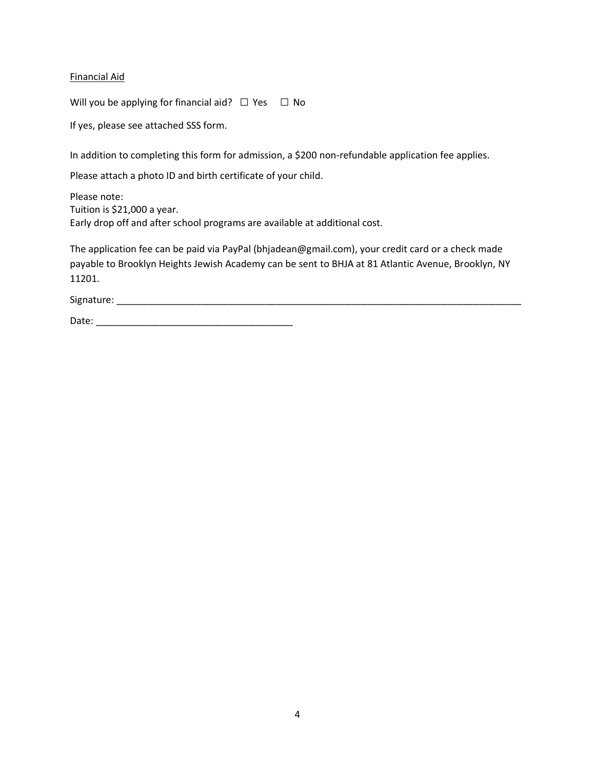Financial Aid

Will you be applying for financial aid? ☐ Yes ☐ No

If yes, please see attached SSS form.

In addition to completing this form for admission, a $200 non-refundable application fee applies.

Please attach a photo ID and birth certificate of your child.

Please note:
Tuition is $21,000 a year.
Early drop off and after school programs are available at additional cost.

The application fee can be paid via PayPal (bhjadean@gmail.com), your credit card or a check made payable to Brooklyn Heights Jewish Academy can be sent to BHJA at 81 Atlantic Avenue, Brooklyn, NY 11201.

Signature: ___________________________________________________________________________

Date: ____________________________________